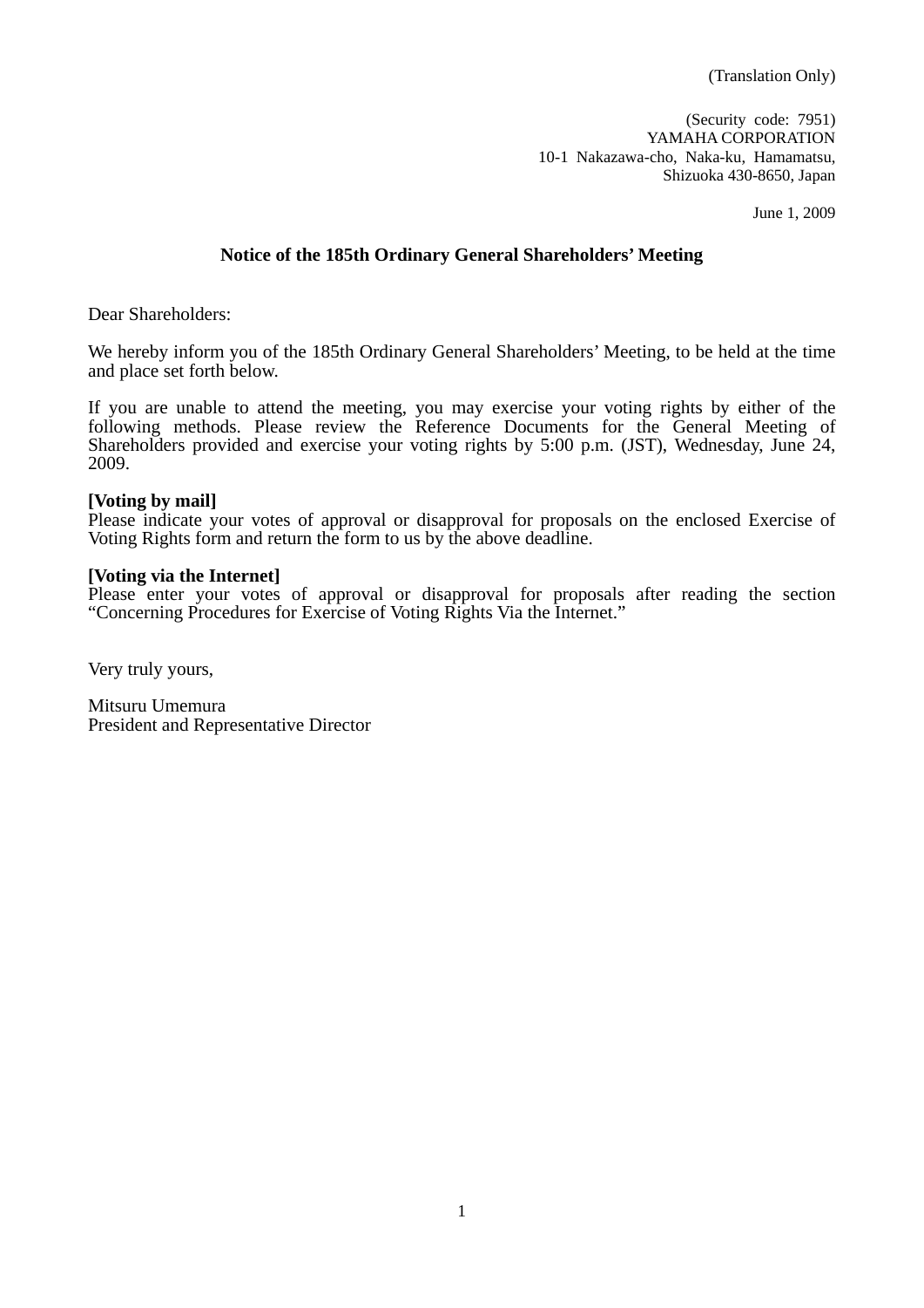(Translation Only)

(Security code: 7951)
YAMAHA CORPORATION
10-1 Nakazawa-cho, Naka-ku, Hamamatsu,
Shizuoka 430-8650, Japan

June 1, 2009

# Notice of the 185th Ordinary General Shareholders' Meeting

Dear Shareholders:

We hereby inform you of the 185th Ordinary General Shareholders' Meeting, to be held at the time and place set forth below.

If you are unable to attend the meeting, you may exercise your voting rights by either of the following methods. Please review the Reference Documents for the General Meeting of Shareholders provided and exercise your voting rights by 5:00 p.m. (JST), Wednesday, June 24, 2009.

**[Voting by mail]**
Please indicate your votes of approval or disapproval for proposals on the enclosed Exercise of Voting Rights form and return the form to us by the above deadline.

**[Voting via the Internet]**
Please enter your votes of approval or disapproval for proposals after reading the section "Concerning Procedures for Exercise of Voting Rights Via the Internet."

Very truly yours,

Mitsuru Umemura
President and Representative Director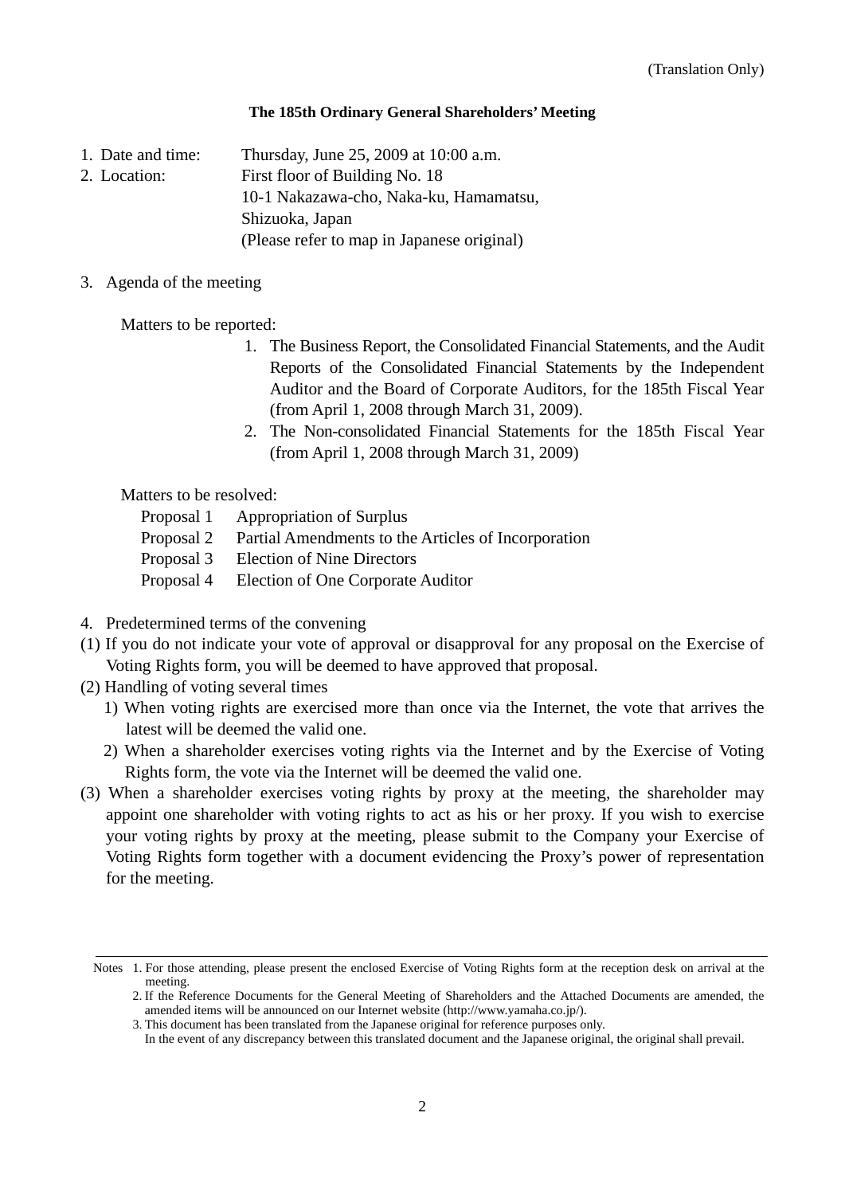(Translation Only)

**The 185th Ordinary General Shareholders' Meeting**

1. Date and time: Thursday, June 25, 2009 at 10:00 a.m.
2. Location: First floor of Building No. 18
   10-1 Nakazawa-cho, Naka-ku, Hamamatsu,
   Shizuoka, Japan
   (Please refer to map in Japanese original)

3. Agenda of the meeting

   Matters to be reported:

   1. The Business Report, the Consolidated Financial Statements, and the Audit Reports of the Consolidated Financial Statements by the Independent Auditor and the Board of Corporate Auditors, for the 185th Fiscal Year (from April 1, 2008 through March 31, 2009).
   2. The Non-consolidated Financial Statements for the 185th Fiscal Year (from April 1, 2008 through March 31, 2009)

   Matters to be resolved:

   Proposal 1 Appropriation of Surplus
   Proposal 2 Partial Amendments to the Articles of Incorporation
   Proposal 3 Election of Nine Directors
   Proposal 4 Election of One Corporate Auditor

4. Predetermined terms of the convening

(1) If you do not indicate your vote of approval or disapproval for any proposal on the Exercise of Voting Rights form, you will be deemed to have approved that proposal.

(2) Handling of voting several times

   1) When voting rights are exercised more than once via the Internet, the vote that arrives the latest will be deemed the valid one.
   2) When a shareholder exercises voting rights via the Internet and by the Exercise of Voting Rights form, the vote via the Internet will be deemed the valid one.

(3) When a shareholder exercises voting rights by proxy at the meeting, the shareholder may appoint one shareholder with voting rights to act as his or her proxy. If you wish to exercise your voting rights by proxy at the meeting, please submit to the Company your Exercise of Voting Rights form together with a document evidencing the Proxy's power of representation for the meeting.

---

Notes 1. For those attending, please present the enclosed Exercise of Voting Rights form at the reception desk on arrival at the meeting.
2. If the Reference Documents for the General Meeting of Shareholders and the Attached Documents are amended, the amended items will be announced on our Internet website (http://www.yamaha.co.jp/).
3. This document has been translated from the Japanese original for reference purposes only.
In the event of any discrepancy between this translated document and the Japanese original, the original shall prevail.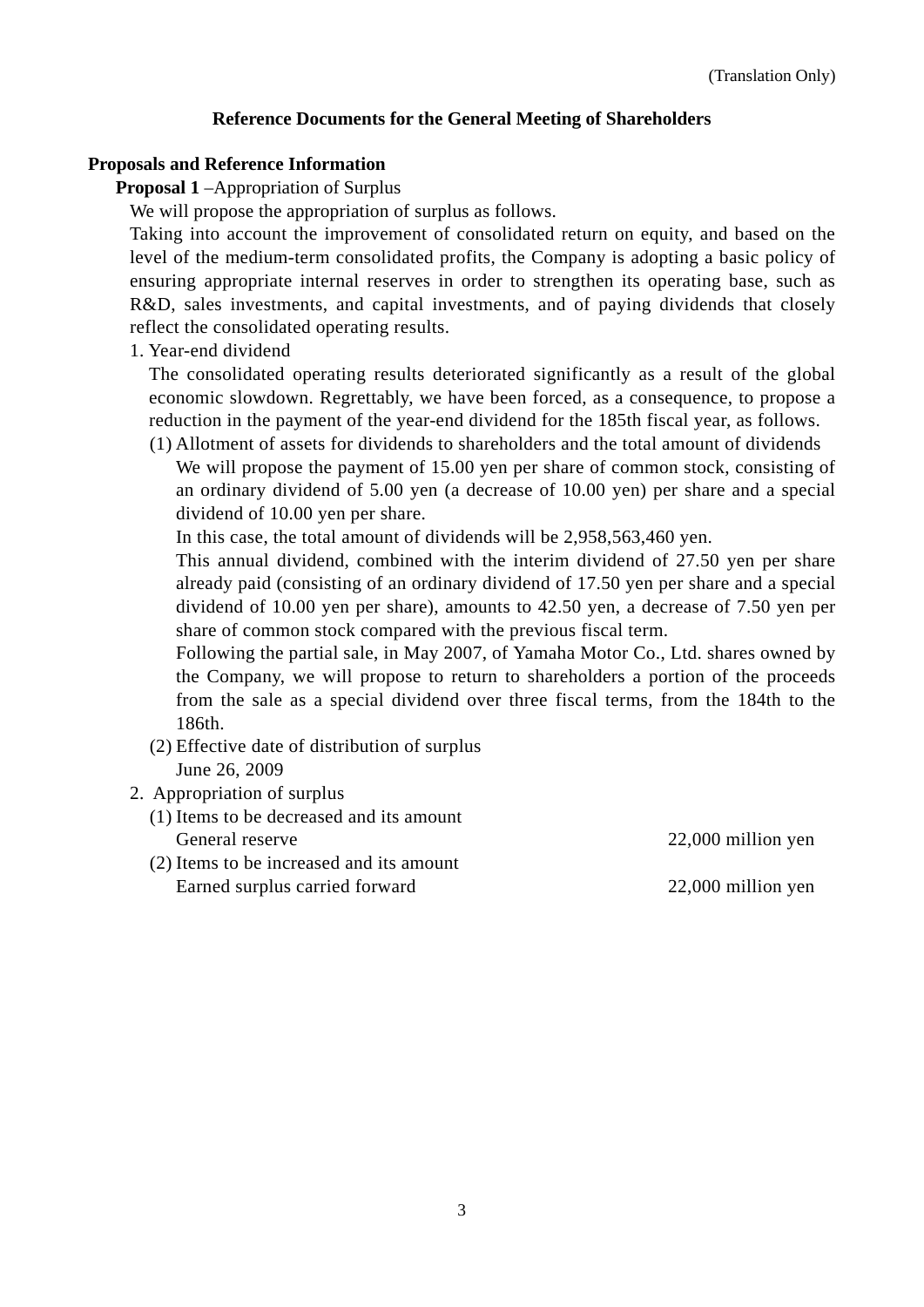(Translation Only)

# Reference Documents for the General Meeting of Shareholders

## Proposals and Reference Information

**Proposal 1** –Appropriation of Surplus

We will propose the appropriation of surplus as follows.

Taking into account the improvement of consolidated return on equity, and based on the level of the medium-term consolidated profits, the Company is adopting a basic policy of ensuring appropriate internal reserves in order to strengthen its operating base, such as R&D, sales investments, and capital investments, and of paying dividends that closely reflect the consolidated operating results.

1. Year-end dividend

   The consolidated operating results deteriorated significantly as a result of the global economic slowdown. Regrettably, we have been forced, as a consequence, to propose a reduction in the payment of the year-end dividend for the 185th fiscal year, as follows.

   (1) Allotment of assets for dividends to shareholders and the total amount of dividends

   We will propose the payment of 15.00 yen per share of common stock, consisting of an ordinary dividend of 5.00 yen (a decrease of 10.00 yen) per share and a special dividend of 10.00 yen per share.

   In this case, the total amount of dividends will be 2,958,563,460 yen.

   This annual dividend, combined with the interim dividend of 27.50 yen per share already paid (consisting of an ordinary dividend of 17.50 yen per share and a special dividend of 10.00 yen per share), amounts to 42.50 yen, a decrease of 7.50 yen per share of common stock compared with the previous fiscal term.

   Following the partial sale, in May 2007, of Yamaha Motor Co., Ltd. shares owned by the Company, we will propose to return to shareholders a portion of the proceeds from the sale as a special dividend over three fiscal terms, from the 184th to the 186th.

   (2) Effective date of distribution of surplus

   June 26, 2009

2. Appropriation of surplus

   (1) Items to be decreased and its amount

   General reserve 22,000 million yen

   (2) Items to be increased and its amount

   Earned surplus carried forward 22,000 million yen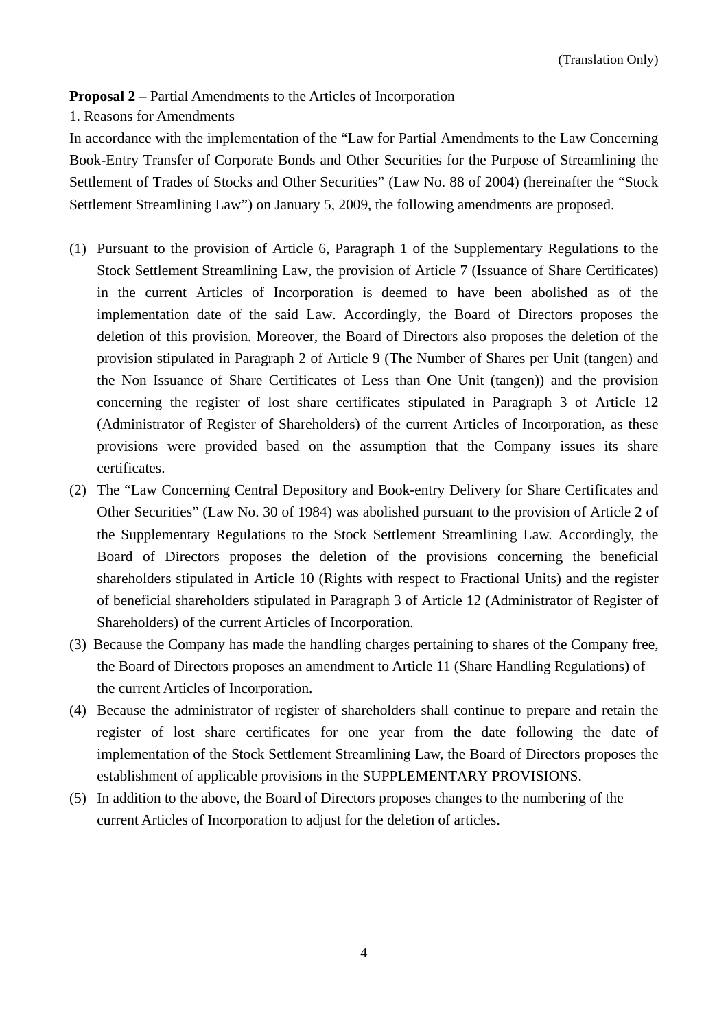(Translation Only)

**Proposal 2** – Partial Amendments to the Articles of Incorporation

1. Reasons for Amendments

In accordance with the implementation of the "Law for Partial Amendments to the Law Concerning Book-Entry Transfer of Corporate Bonds and Other Securities for the Purpose of Streamlining the Settlement of Trades of Stocks and Other Securities" (Law No. 88 of 2004) (hereinafter the "Stock Settlement Streamlining Law") on January 5, 2009, the following amendments are proposed.

(1) Pursuant to the provision of Article 6, Paragraph 1 of the Supplementary Regulations to the Stock Settlement Streamlining Law, the provision of Article 7 (Issuance of Share Certificates) in the current Articles of Incorporation is deemed to have been abolished as of the implementation date of the said Law. Accordingly, the Board of Directors proposes the deletion of this provision. Moreover, the Board of Directors also proposes the deletion of the provision stipulated in Paragraph 2 of Article 9 (The Number of Shares per Unit (tangen) and the Non Issuance of Share Certificates of Less than One Unit (tangen)) and the provision concerning the register of lost share certificates stipulated in Paragraph 3 of Article 12 (Administrator of Register of Shareholders) of the current Articles of Incorporation, as these provisions were provided based on the assumption that the Company issues its share certificates.

(2) The "Law Concerning Central Depository and Book-entry Delivery for Share Certificates and Other Securities" (Law No. 30 of 1984) was abolished pursuant to the provision of Article 2 of the Supplementary Regulations to the Stock Settlement Streamlining Law. Accordingly, the Board of Directors proposes the deletion of the provisions concerning the beneficial shareholders stipulated in Article 10 (Rights with respect to Fractional Units) and the register of beneficial shareholders stipulated in Paragraph 3 of Article 12 (Administrator of Register of Shareholders) of the current Articles of Incorporation.

(3) Because the Company has made the handling charges pertaining to shares of the Company free, the Board of Directors proposes an amendment to Article 11 (Share Handling Regulations) of the current Articles of Incorporation.

(4) Because the administrator of register of shareholders shall continue to prepare and retain the register of lost share certificates for one year from the date following the date of implementation of the Stock Settlement Streamlining Law, the Board of Directors proposes the establishment of applicable provisions in the SUPPLEMENTARY PROVISIONS.

(5) In addition to the above, the Board of Directors proposes changes to the numbering of the current Articles of Incorporation to adjust for the deletion of articles.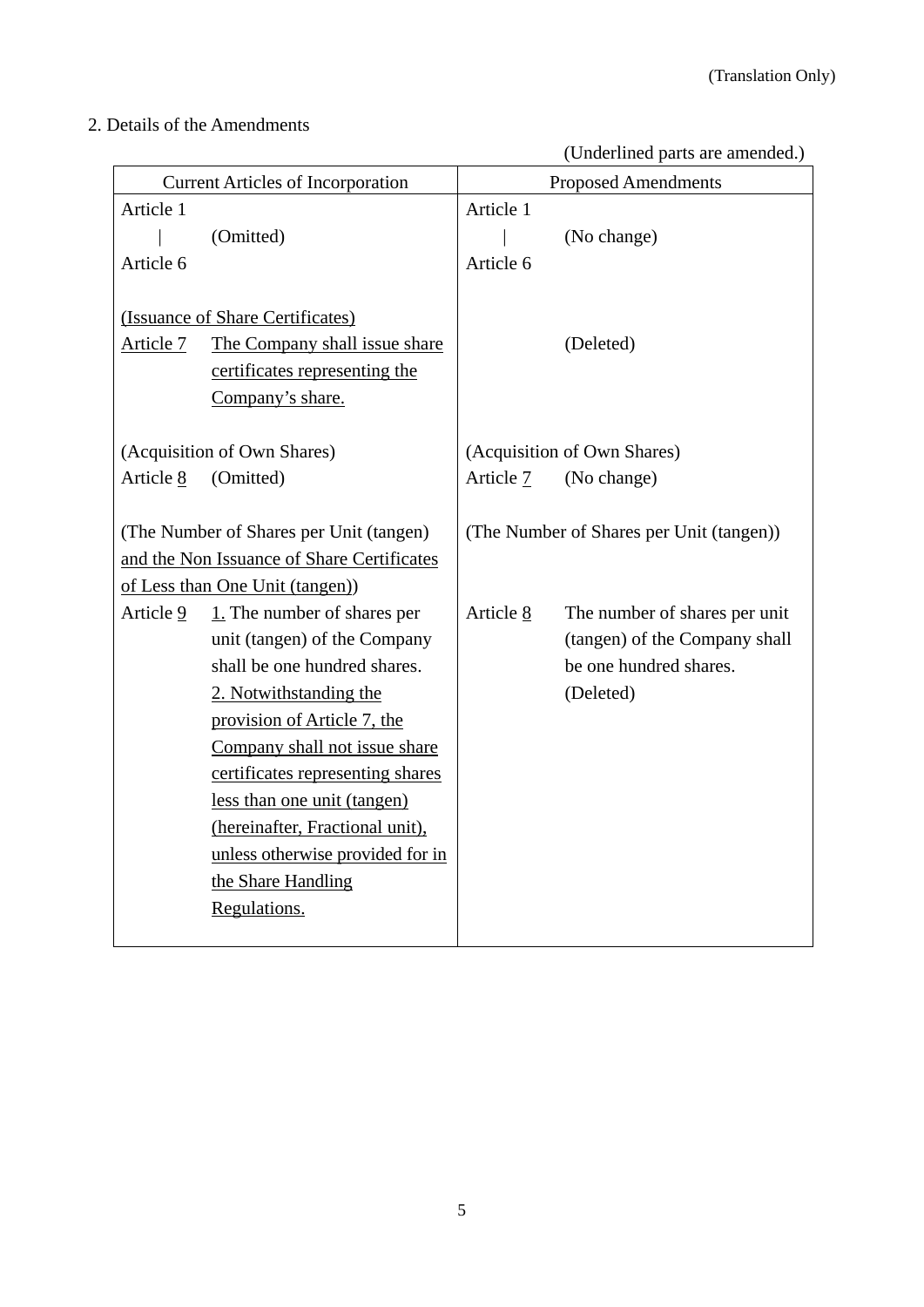(Translation Only)

2. Details of the Amendments

(Underlined parts are amended.)

| Current Articles of Incorporation | Proposed Amendments |
|---|---|
| Article 1<br>｜ (Omitted)<br>Article 6 | Article 1<br>｜ (No change)<br>Article 6 |
| <u>(Issuance of Share Certificates)</u><br><u>Article 7</u> <u>The Company shall issue share certificates representing the Company's share.</u> | (Deleted) |
| (Acquisition of Own Shares)<br>Article <u>8</u> (Omitted) | (Acquisition of Own Shares)<br>Article <u>7</u> (No change) |
| (The Number of Shares per Unit (tangen) <u>and the Non Issuance of Share Certificates of Less than One Unit (tangen)</u>)<br>Article <u>9</u> <u>1.</u> The number of shares per unit (tangen) of the Company shall be one hundred shares.<br><u>2. Notwithstanding the provision of Article 7, the Company shall not issue share certificates representing shares less than one unit (tangen) (hereinafter, Fractional unit), unless otherwise provided for in the Share Handling Regulations.</u> | (The Number of Shares per Unit (tangen))<br>Article <u>8</u> The number of shares per unit (tangen) of the Company shall be one hundred shares.<br>(Deleted) |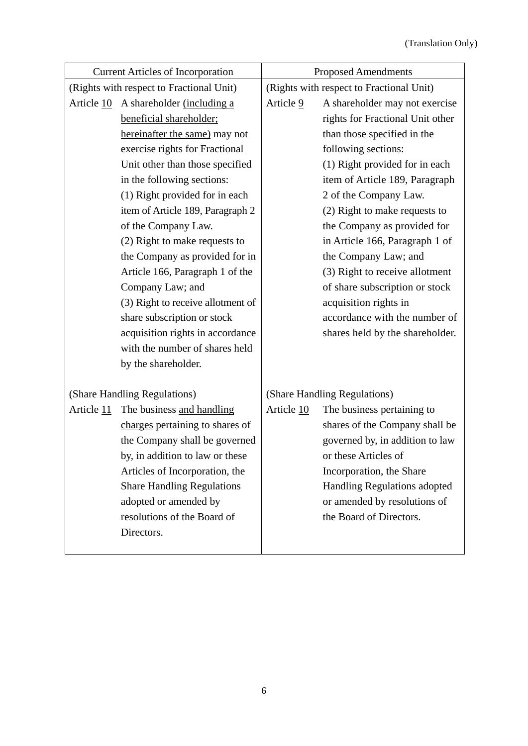(Translation Only)

| Current Articles of Incorporation | Proposed Amendments |
| --- | --- |
| (Rights with respect to Fractional Unit)<br>Article <u>10</u> A shareholder <u>(including a beneficial shareholder; hereinafter the same)</u> may not exercise rights for Fractional Unit other than those specified in the following sections:<br>(1) Right provided for in each item of Article 189, Paragraph 2 of the Company Law.<br>(2) Right to make requests to the Company as provided for in Article 166, Paragraph 1 of the Company Law; and<br>(3) Right to receive allotment of share subscription or stock acquisition rights in accordance with the number of shares held by the shareholder. | (Rights with respect to Fractional Unit)<br>Article <u>9</u> A shareholder may not exercise rights for Fractional Unit other than those specified in the following sections:<br>(1) Right provided for in each item of Article 189, Paragraph 2 of the Company Law.<br>(2) Right to make requests to the Company as provided for in Article 166, Paragraph 1 of the Company Law; and<br>(3) Right to receive allotment of share subscription or stock acquisition rights in accordance with the number of shares held by the shareholder. |
| (Share Handling Regulations)<br>Article <u>11</u> The business <u>and handling charges</u> pertaining to shares of the Company shall be governed by, in addition to law or these Articles of Incorporation, the Share Handling Regulations adopted or amended by resolutions of the Board of Directors. | (Share Handling Regulations)<br>Article <u>10</u> The business pertaining to shares of the Company shall be governed by, in addition to law or these Articles of Incorporation, the Share Handling Regulations adopted or amended by resolutions of the Board of Directors. |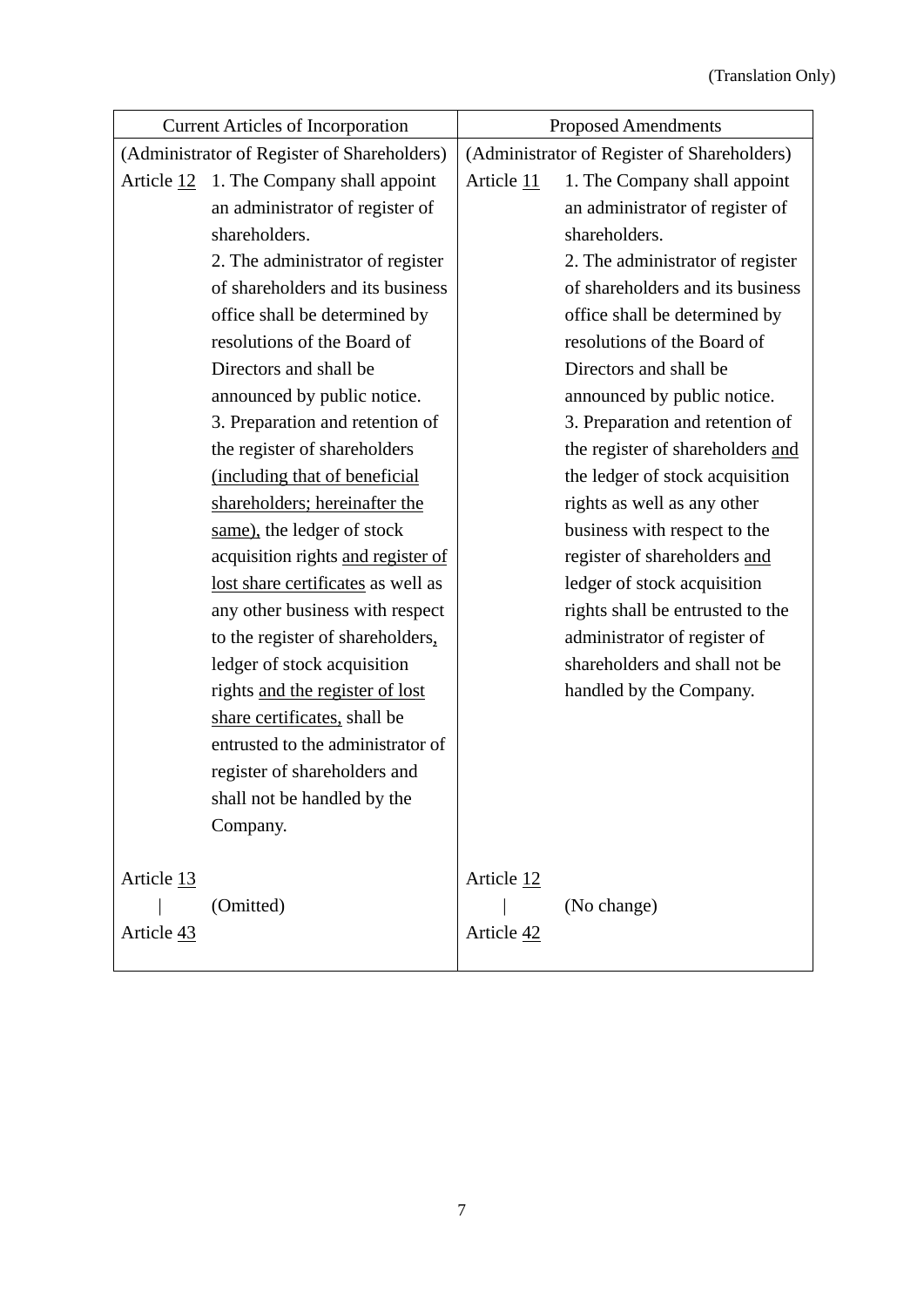(Translation Only)

| Current Articles of Incorporation | Proposed Amendments |
|---|---|
| (Administrator of Register of Shareholders) | (Administrator of Register of Shareholders) |
| Article <u>12</u> 1. The Company shall appoint an administrator of register of shareholders.<br>2. The administrator of register of shareholders and its business office shall be determined by resolutions of the Board of Directors and shall be announced by public notice.<br>3. Preparation and retention of the register of shareholders <u>(including that of beneficial shareholders; hereinafter the same),</u> the ledger of stock acquisition rights <u>and register of lost share certificates</u> as well as any other business with respect to the register of shareholders<u>,</u> ledger of stock acquisition rights <u>and the register of lost share certificates,</u> shall be entrusted to the administrator of register of shareholders and shall not be handled by the Company. | Article <u>11</u> 1. The Company shall appoint an administrator of register of shareholders.<br>2. The administrator of register of shareholders and its business office shall be determined by resolutions of the Board of Directors and shall be announced by public notice.<br>3. Preparation and retention of the register of shareholders <u>and</u> the ledger of stock acquisition rights as well as any other business with respect to the register of shareholders <u>and</u> ledger of stock acquisition rights shall be entrusted to the administrator of register of shareholders and shall not be handled by the Company. |
| Article <u>13</u><br>\|  (Omitted)<br>Article <u>43</u> | Article <u>12</u><br>\|  (No change)<br>Article <u>42</u> |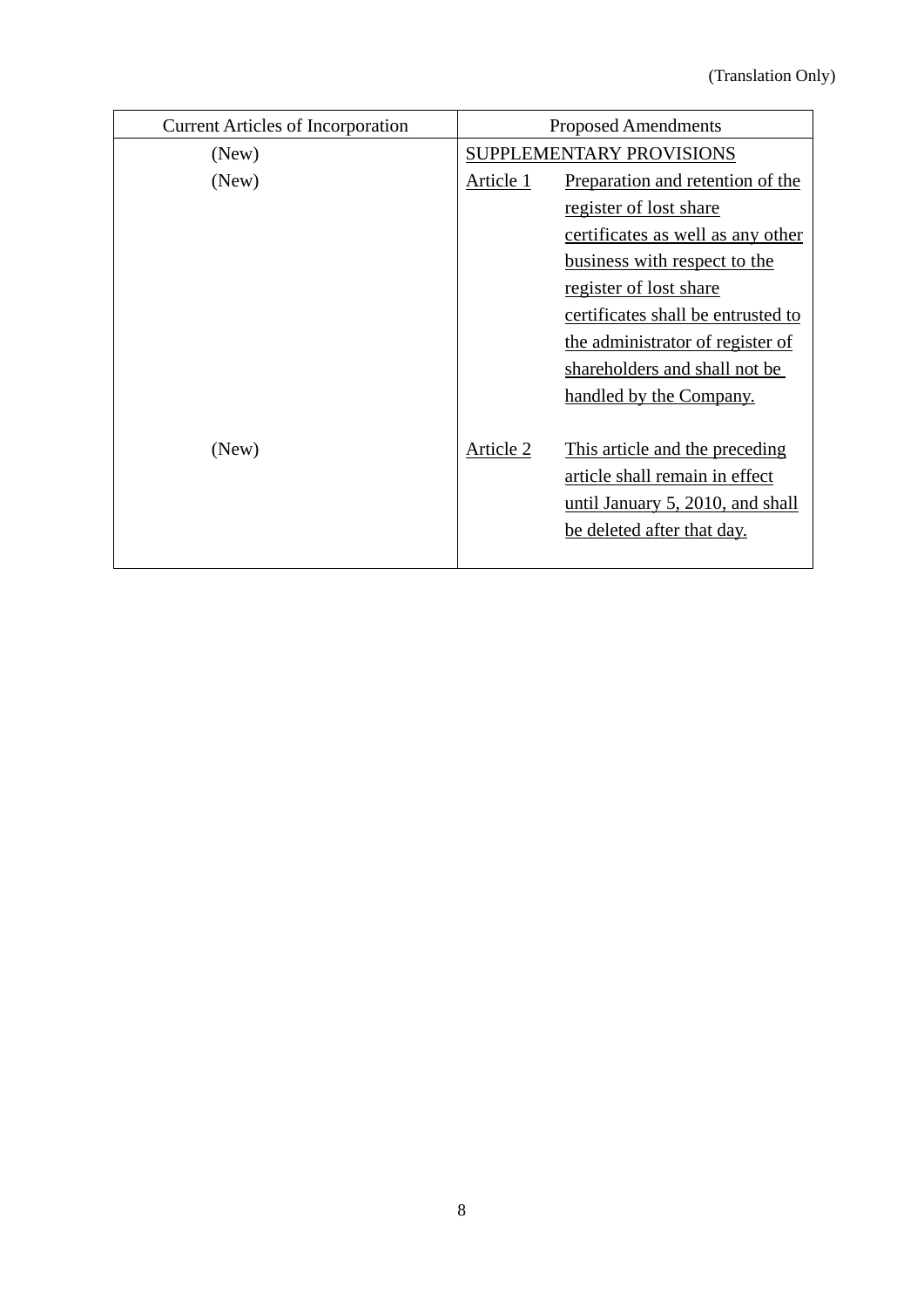(Translation Only)

| Current Articles of Incorporation | Proposed Amendments |
|---|---|
| (New) | SUPPLEMENTARY PROVISIONS |
| (New) | Article 1 Preparation and retention of the register of lost share certificates as well as any other business with respect to the register of lost share certificates shall be entrusted to the administrator of register of shareholders and shall not be handled by the Company. |
| (New) | Article 2 This article and the preceding article shall remain in effect until January 5, 2010, and shall be deleted after that day. |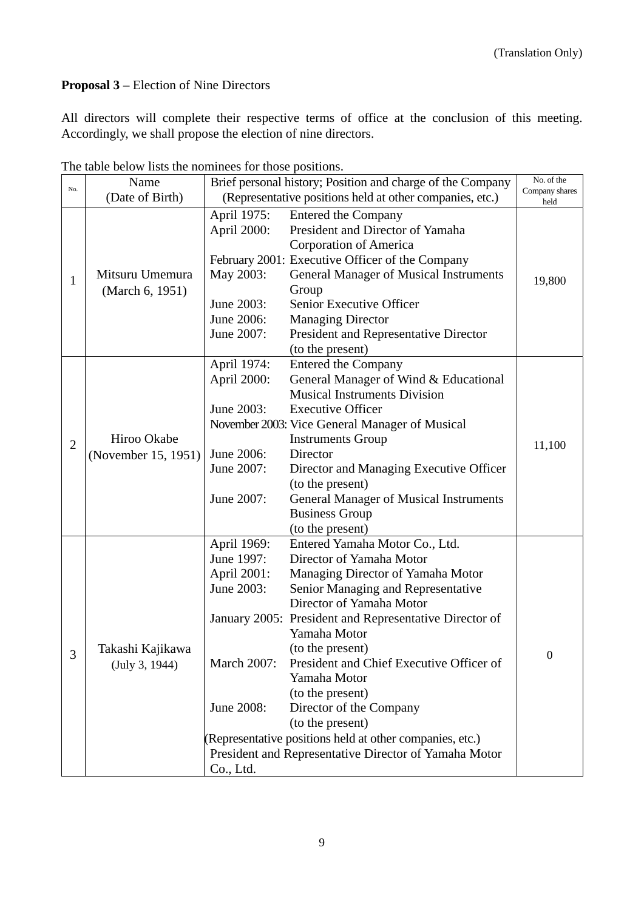(Translation Only)

**Proposal 3** – Election of Nine Directors

All directors will complete their respective terms of office at the conclusion of this meeting. Accordingly, we shall propose the election of nine directors.

The table below lists the nominees for those positions.

| No. | Name (Date of Birth) | Brief personal history; Position and charge of the Company (Representative positions held at other companies, etc.) | No. of the Company shares held |
|---|---|---|---|
| 1 | Mitsuru Umemura (March 6, 1951) | April 1975: Entered the Company<br>April 2000: President and Director of Yamaha Corporation of America<br>February 2001: Executive Officer of the Company<br>May 2003: General Manager of Musical Instruments Group<br>June 2003: Senior Executive Officer<br>June 2006: Managing Director<br>June 2007: President and Representative Director (to the present) | 19,800 |
| 2 | Hiroo Okabe (November 15, 1951) | April 1974: Entered the Company<br>April 2000: General Manager of Wind & Educational Musical Instruments Division<br>June 2003: Executive Officer<br>November 2003: Vice General Manager of Musical Instruments Group<br>June 2006: Director<br>June 2007: Director and Managing Executive Officer (to the present)<br>June 2007: General Manager of Musical Instruments Business Group (to the present) | 11,100 |
| 3 | Takashi Kajikawa (July 3, 1944) | April 1969: Entered Yamaha Motor Co., Ltd.<br>June 1997: Director of Yamaha Motor<br>April 2001: Managing Director of Yamaha Motor<br>June 2003: Senior Managing and Representative Director of Yamaha Motor<br>January 2005: President and Representative Director of Yamaha Motor (to the present)<br>March 2007: President and Chief Executive Officer of Yamaha Motor (to the present)<br>June 2008: Director of the Company (to the present)<br>(Representative positions held at other companies, etc.)<br>President and Representative Director of Yamaha Motor Co., Ltd. | 0 |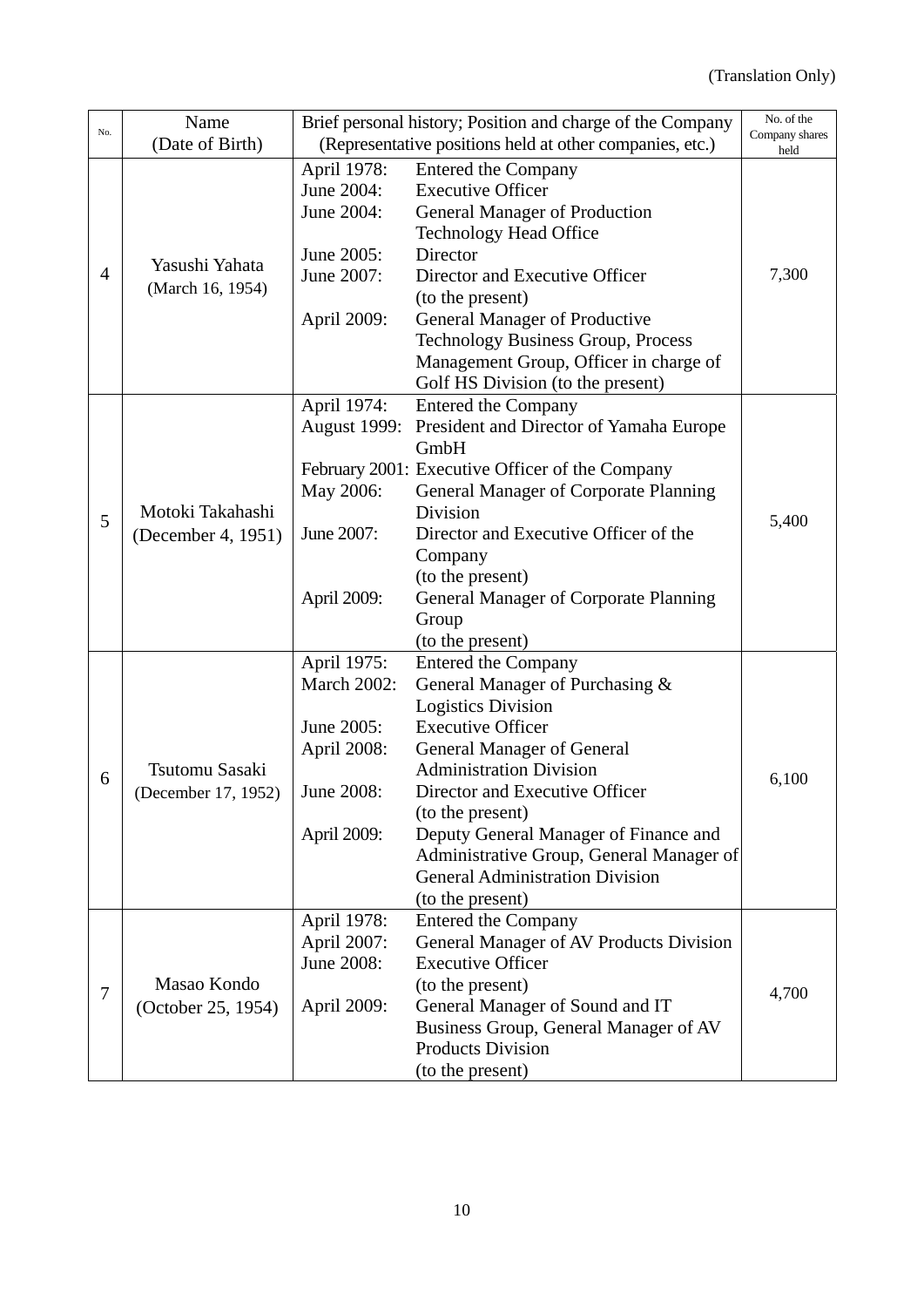(Translation Only)

| No. | Name (Date of Birth) | Brief personal history; Position and charge of the Company (Representative positions held at other companies, etc.) | No. of the Company shares held |
|---|---|---|---|
| 4 | Yasushi Yahata (March 16, 1954) | April 1978: Entered the Company<br>June 2004: Executive Officer<br>June 2004: General Manager of Production Technology Head Office<br>June 2005: Director<br>June 2007: Director and Executive Officer (to the present)<br>April 2009: General Manager of Productive Technology Business Group, Process Management Group, Officer in charge of Golf HS Division (to the present) | 7,300 |
| 5 | Motoki Takahashi (December 4, 1951) | April 1974: Entered the Company<br>August 1999: President and Director of Yamaha Europe GmbH<br>February 2001: Executive Officer of the Company<br>May 2006: General Manager of Corporate Planning Division<br>June 2007: Director and Executive Officer of the Company (to the present)<br>April 2009: General Manager of Corporate Planning Group (to the present) | 5,400 |
| 6 | Tsutomu Sasaki (December 17, 1952) | April 1975: Entered the Company<br>March 2002: General Manager of Purchasing & Logistics Division<br>June 2005: Executive Officer<br>April 2008: General Manager of General Administration Division<br>June 2008: Director and Executive Officer (to the present)<br>April 2009: Deputy General Manager of Finance and Administrative Group, General Manager of General Administration Division (to the present) | 6,100 |
| 7 | Masao Kondo (October 25, 1954) | April 1978: Entered the Company<br>April 2007: General Manager of AV Products Division<br>June 2008: Executive Officer (to the present)<br>April 2009: General Manager of Sound and IT Business Group, General Manager of AV Products Division (to the present) | 4,700 |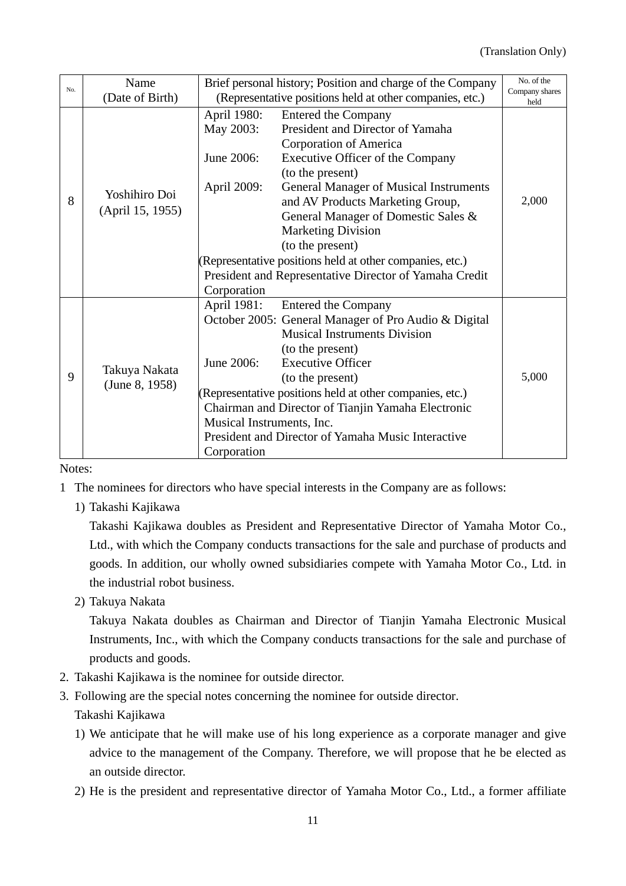(Translation Only)

| No. | Name (Date of Birth) | Brief personal history; Position and charge of the Company (Representative positions held at other companies, etc.) | No. of the Company shares held |
|---|---|---|---|
| 8 | Yoshihiro Doi (April 15, 1955) | April 1980: Entered the Company<br>May 2003: President and Director of Yamaha Corporation of America<br>June 2006: Executive Officer of the Company (to the present)<br>April 2009: General Manager of Musical Instruments and AV Products Marketing Group, General Manager of Domestic Sales & Marketing Division (to the present)<br>(Representative positions held at other companies, etc.)<br>President and Representative Director of Yamaha Credit Corporation | 2,000 |
| 9 | Takuya Nakata (June 8, 1958) | April 1981: Entered the Company<br>October 2005: General Manager of Pro Audio & Digital Musical Instruments Division (to the present)<br>June 2006: Executive Officer (to the present)<br>(Representative positions held at other companies, etc.)<br>Chairman and Director of Tianjin Yamaha Electronic Musical Instruments, Inc.<br>President and Director of Yamaha Music Interactive Corporation | 5,000 |

Notes:

1 The nominees for directors who have special interests in the Company are as follows:

1) Takashi Kajikawa

Takashi Kajikawa doubles as President and Representative Director of Yamaha Motor Co., Ltd., with which the Company conducts transactions for the sale and purchase of products and goods. In addition, our wholly owned subsidiaries compete with Yamaha Motor Co., Ltd. in the industrial robot business.

2) Takuya Nakata

Takuya Nakata doubles as Chairman and Director of Tianjin Yamaha Electronic Musical Instruments, Inc., with which the Company conducts transactions for the sale and purchase of products and goods.

2. Takashi Kajikawa is the nominee for outside director.

3. Following are the special notes concerning the nominee for outside director.

Takashi Kajikawa

1) We anticipate that he will make use of his long experience as a corporate manager and give advice to the management of the Company. Therefore, we will propose that he be elected as an outside director.

2) He is the president and representative director of Yamaha Motor Co., Ltd., a former affiliate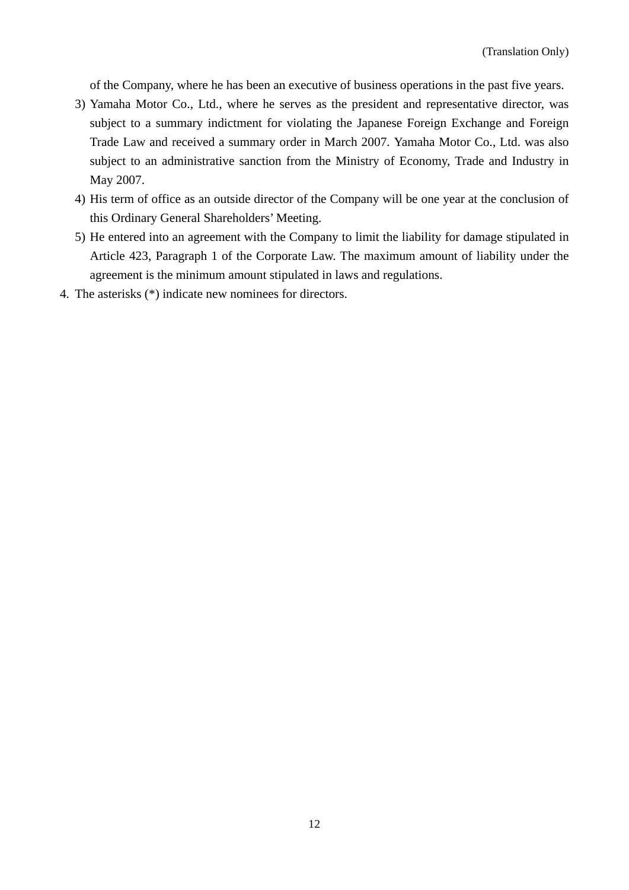of the Company, where he has been an executive of business operations in the past five years.

3) Yamaha Motor Co., Ltd., where he serves as the president and representative director, was subject to a summary indictment for violating the Japanese Foreign Exchange and Foreign Trade Law and received a summary order in March 2007. Yamaha Motor Co., Ltd. was also subject to an administrative sanction from the Ministry of Economy, Trade and Industry in May 2007.
4) His term of office as an outside director of the Company will be one year at the conclusion of this Ordinary General Shareholders' Meeting.
5) He entered into an agreement with the Company to limit the liability for damage stipulated in Article 423, Paragraph 1 of the Corporate Law. The maximum amount of liability under the agreement is the minimum amount stipulated in laws and regulations.

4. The asterisks (*) indicate new nominees for directors.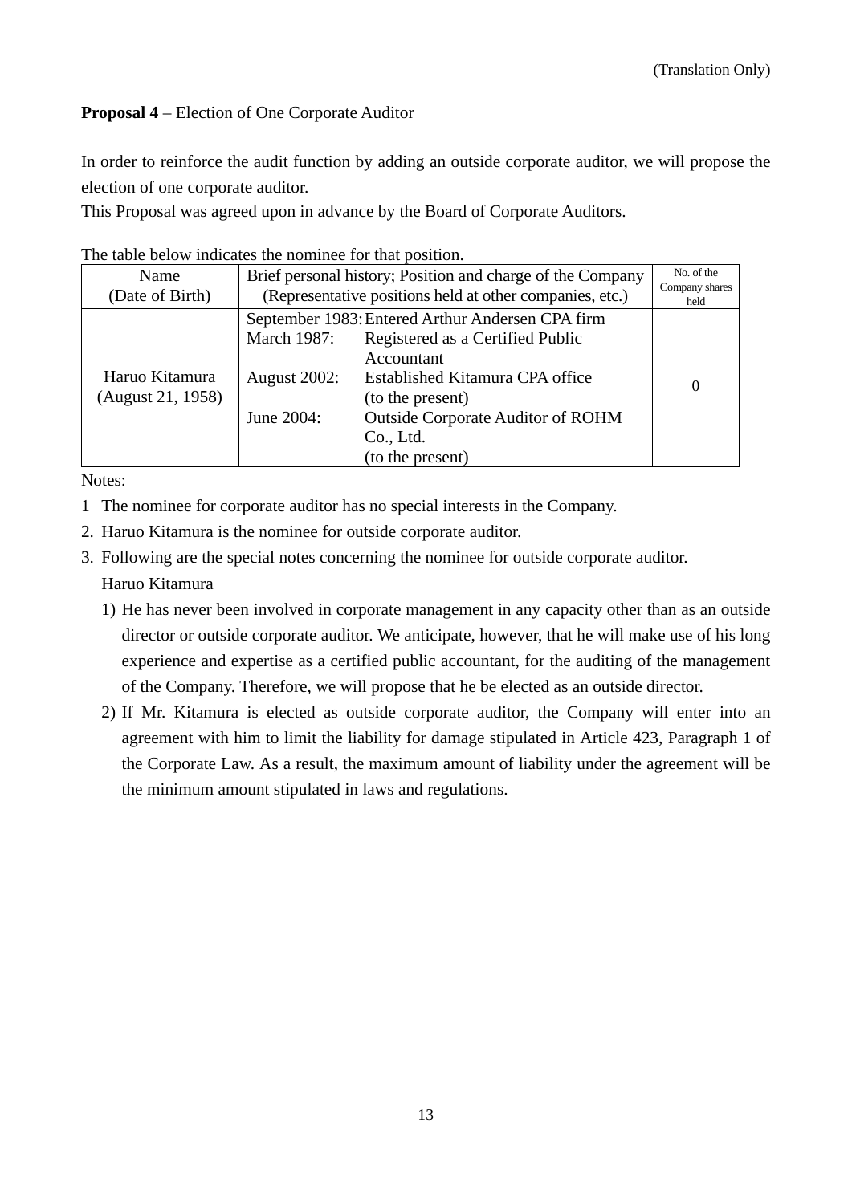(Translation Only)

**Proposal 4** – Election of One Corporate Auditor

In order to reinforce the audit function by adding an outside corporate auditor, we will propose the election of one corporate auditor.
This Proposal was agreed upon in advance by the Board of Corporate Auditors.

The table below indicates the nominee for that position.

| Name<br>(Date of Birth) | Brief personal history; Position and charge of the Company<br>(Representative positions held at other companies, etc.) | No. of the Company shares held |
|---|---|---|
| Haruo Kitamura<br>(August 21, 1958) | September 1983: Entered Arthur Andersen CPA firm<br>March 1987: Registered as a Certified Public Accountant<br>August 2002: Established Kitamura CPA office (to the present)<br>June 2004: Outside Corporate Auditor of ROHM Co., Ltd. (to the present) | 0 |

Notes:

1 The nominee for corporate auditor has no special interests in the Company.

2. Haruo Kitamura is the nominee for outside corporate auditor.

3. Following are the special notes concerning the nominee for outside corporate auditor.

   Haruo Kitamura

   1) He has never been involved in corporate management in any capacity other than as an outside director or outside corporate auditor. We anticipate, however, that he will make use of his long experience and expertise as a certified public accountant, for the auditing of the management of the Company. Therefore, we will propose that he be elected as an outside director.

   2) If Mr. Kitamura is elected as outside corporate auditor, the Company will enter into an agreement with him to limit the liability for damage stipulated in Article 423, Paragraph 1 of the Corporate Law. As a result, the maximum amount of liability under the agreement will be the minimum amount stipulated in laws and regulations.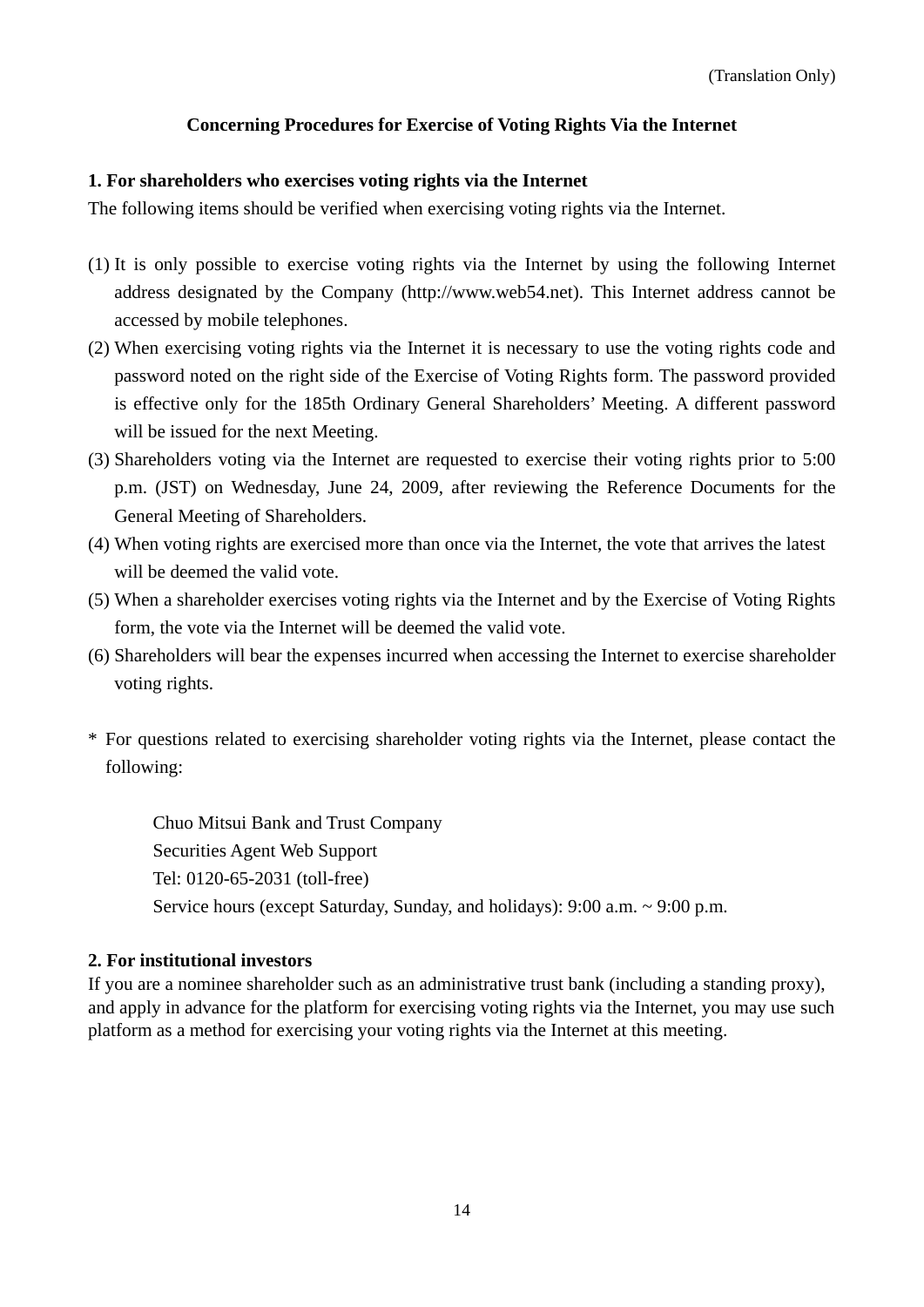(Translation Only)

# Concerning Procedures for Exercise of Voting Rights Via the Internet

## 1. For shareholders who exercises voting rights via the Internet

The following items should be verified when exercising voting rights via the Internet.

(1) It is only possible to exercise voting rights via the Internet by using the following Internet address designated by the Company (http://www.web54.net). This Internet address cannot be accessed by mobile telephones.

(2) When exercising voting rights via the Internet it is necessary to use the voting rights code and password noted on the right side of the Exercise of Voting Rights form. The password provided is effective only for the 185th Ordinary General Shareholders' Meeting. A different password will be issued for the next Meeting.

(3) Shareholders voting via the Internet are requested to exercise their voting rights prior to 5:00 p.m. (JST) on Wednesday, June 24, 2009, after reviewing the Reference Documents for the General Meeting of Shareholders.

(4) When voting rights are exercised more than once via the Internet, the vote that arrives the latest will be deemed the valid vote.

(5) When a shareholder exercises voting rights via the Internet and by the Exercise of Voting Rights form, the vote via the Internet will be deemed the valid vote.

(6) Shareholders will bear the expenses incurred when accessing the Internet to exercise shareholder voting rights.

\* For questions related to exercising shareholder voting rights via the Internet, please contact the following:

> Chuo Mitsui Bank and Trust Company
> Securities Agent Web Support
> Tel: 0120-65-2031 (toll-free)
> Service hours (except Saturday, Sunday, and holidays): 9:00 a.m. ~ 9:00 p.m.

## 2. For institutional investors

If you are a nominee shareholder such as an administrative trust bank (including a standing proxy), and apply in advance for the platform for exercising voting rights via the Internet, you may use such platform as a method for exercising your voting rights via the Internet at this meeting.